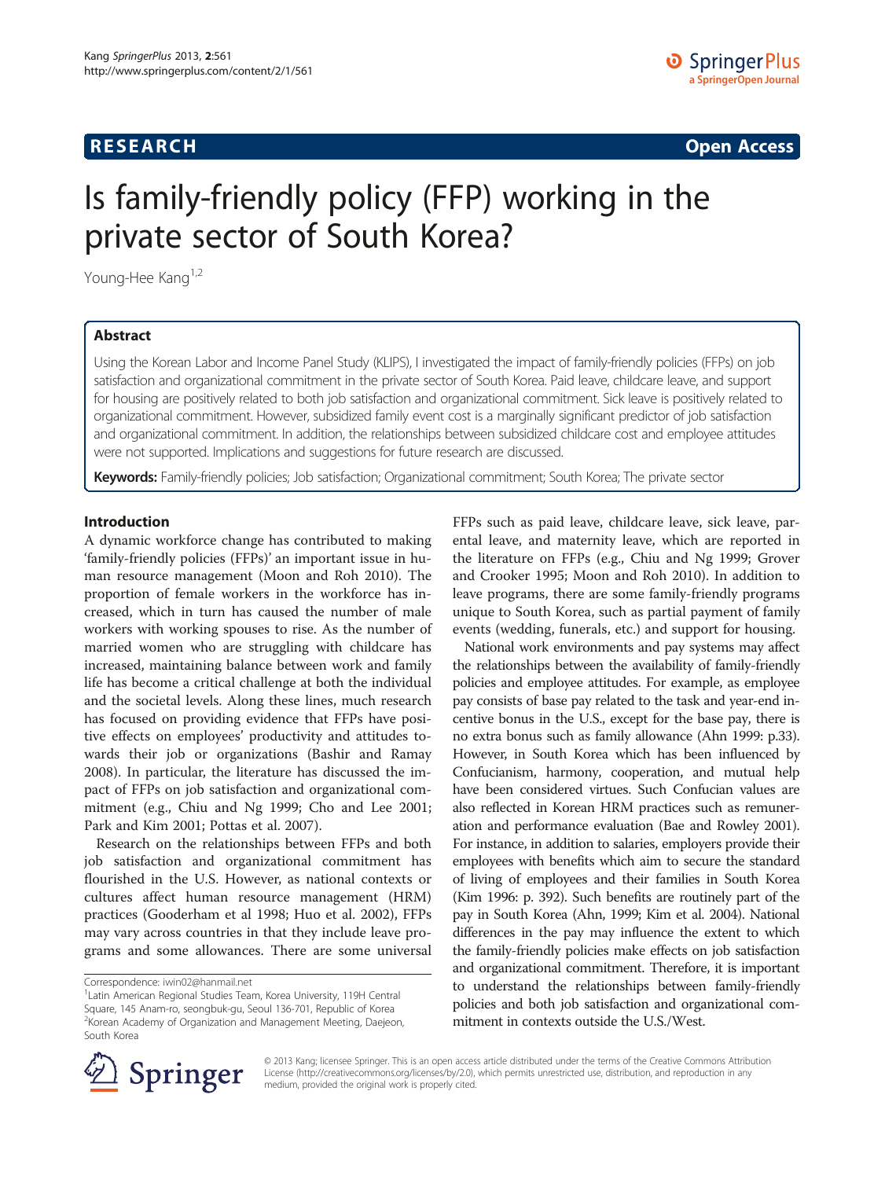RESEARCH Open Access

# Is family-friendly policy (FFP) working in the private sector of South Korea?

Young-Hee Kang[1,2]

## Abstract

Using the Korean Labor and Income Panel Study (KLIPS), I investigated the impact of family-friendly policies (FFPs) on job satisfaction and organizational commitment in the private sector of South Korea. Paid leave, childcare leave, and support for housing are positively related to both job satisfaction and organizational commitment. Sick leave is positively related to organizational commitment. However, subsidized family event cost is a marginally significant predictor of job satisfaction and organizational commitment. In addition, the relationships between subsidized childcare cost and employee attitudes were not supported. Implications and suggestions for future research are discussed.

**Keywords:** Family-friendly policies; Job satisfaction; Organizational commitment; South Korea; The private sector

## Introduction

A dynamic workforce change has contributed to making 'family-friendly policies (FFPs)' an important issue in human resource management (Moon and Roh 2010). The proportion of female workers in the workforce has increased, which in turn has caused the number of male workers with working spouses to rise. As the number of married women who are struggling with childcare has increased, maintaining balance between work and family life has become a critical challenge at both the individual and the societal levels. Along these lines, much research has focused on providing evidence that FFPs have positive effects on employees' productivity and attitudes towards their job or organizations (Bashir and Ramay 2008). In particular, the literature has discussed the impact of FFPs on job satisfaction and organizational commitment (e.g., Chiu and Ng 1999; Cho and Lee 2001; Park and Kim 2001; Pottas et al. 2007).

Research on the relationships between FFPs and both job satisfaction and organizational commitment has flourished in the U.S. However, as national contexts or cultures affect human resource management (HRM) practices (Gooderham et al 1998; Huo et al. 2002), FFPs may vary across countries in that they include leave programs and some allowances. There are some universal FFPs such as paid leave, childcare leave, sick leave, parental leave, and maternity leave, which are reported in the literature on FFPs (e.g., Chiu and Ng 1999; Grover and Crooker 1995; Moon and Roh 2010). In addition to leave programs, there are some family-friendly programs unique to South Korea, such as partial payment of family events (wedding, funerals, etc.) and support for housing.

National work environments and pay systems may affect the relationships between the availability of family-friendly policies and employee attitudes. For example, as employee pay consists of base pay related to the task and year-end incentive bonus in the U.S., except for the base pay, there is no extra bonus such as family allowance (Ahn 1999: p.33). However, in South Korea which has been influenced by Confucianism, harmony, cooperation, and mutual help have been considered virtues. Such Confucian values are also reflected in Korean HRM practices such as remuneration and performance evaluation (Bae and Rowley 2001). For instance, in addition to salaries, employers provide their employees with benefits which aim to secure the standard of living of employees and their families in South Korea (Kim 1996: p. 392). Such benefits are routinely part of the pay in South Korea (Ahn, 1999; Kim et al. 2004). National differences in the pay may influence the extent to which the family-friendly policies make effects on job satisfaction and organizational commitment. Therefore, it is important to understand the relationships between family-friendly policies and both job satisfaction and organizational commitment in contexts outside the U.S./West.

Correspondence: iwin02@hanmail.net
[1]Latin American Regional Studies Team, Korea University, 119H Central Square, 145 Anam-ro, seongbuk-gu, Seoul 136-701, Republic of Korea
[2]Korean Academy of Organization and Management Meeting, Daejeon, South Korea

© 2013 Kang; licensee Springer. This is an open access article distributed under the terms of the Creative Commons Attribution License (http://creativecommons.org/licenses/by/2.0), which permits unrestricted use, distribution, and reproduction in any medium, provided the original work is properly cited.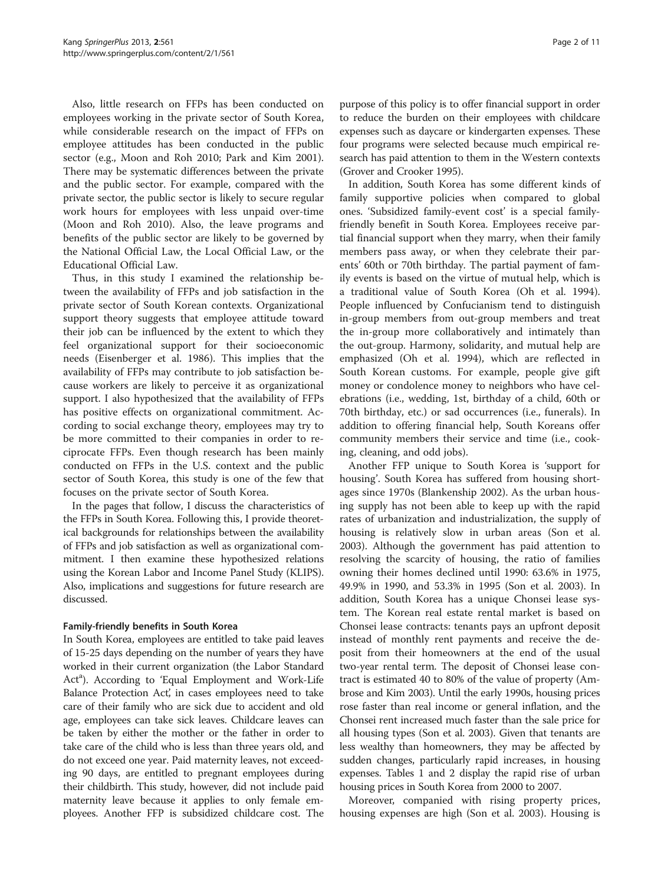Also, little research on FFPs has been conducted on employees working in the private sector of South Korea, while considerable research on the impact of FFPs on employee attitudes has been conducted in the public sector (e.g., Moon and Roh 2010; Park and Kim 2001). There may be systematic differences between the private and the public sector. For example, compared with the private sector, the public sector is likely to secure regular work hours for employees with less unpaid over-time (Moon and Roh 2010). Also, the leave programs and benefits of the public sector are likely to be governed by the National Official Law, the Local Official Law, or the Educational Official Law.

Thus, in this study I examined the relationship between the availability of FFPs and job satisfaction in the private sector of South Korean contexts. Organizational support theory suggests that employee attitude toward their job can be influenced by the extent to which they feel organizational support for their socioeconomic needs (Eisenberger et al. 1986). This implies that the availability of FFPs may contribute to job satisfaction because workers are likely to perceive it as organizational support. I also hypothesized that the availability of FFPs has positive effects on organizational commitment. According to social exchange theory, employees may try to be more committed to their companies in order to reciprocate FFPs. Even though research has been mainly conducted on FFPs in the U.S. context and the public sector of South Korea, this study is one of the few that focuses on the private sector of South Korea.

In the pages that follow, I discuss the characteristics of the FFPs in South Korea. Following this, I provide theoretical backgrounds for relationships between the availability of FFPs and job satisfaction as well as organizational commitment. I then examine these hypothesized relations using the Korean Labor and Income Panel Study (KLIPS). Also, implications and suggestions for future research are discussed.

#### Family-friendly benefits in South Korea

In South Korea, employees are entitled to take paid leaves of 15-25 days depending on the number of years they have worked in their current organization (the Labor Standard Act[a]). According to 'Equal Employment and Work-Life Balance Protection Act', in cases employees need to take care of their family who are sick due to accident and old age, employees can take sick leaves. Childcare leaves can be taken by either the mother or the father in order to take care of the child who is less than three years old, and do not exceed one year. Paid maternity leaves, not exceeding 90 days, are entitled to pregnant employees during their childbirth. This study, however, did not include paid maternity leave because it applies to only female employees. Another FFP is subsidized childcare cost. The purpose of this policy is to offer financial support in order to reduce the burden on their employees with childcare expenses such as daycare or kindergarten expenses. These four programs were selected because much empirical research has paid attention to them in the Western contexts (Grover and Crooker 1995).

In addition, South Korea has some different kinds of family supportive policies when compared to global ones. 'Subsidized family-event cost' is a special family-friendly benefit in South Korea. Employees receive partial financial support when they marry, when their family members pass away, or when they celebrate their parents' 60th or 70th birthday. The partial payment of family events is based on the virtue of mutual help, which is a traditional value of South Korea (Oh et al. 1994). People influenced by Confucianism tend to distinguish in-group members from out-group members and treat the in-group more collaboratively and intimately than the out-group. Harmony, solidarity, and mutual help are emphasized (Oh et al. 1994), which are reflected in South Korean customs. For example, people give gift money or condolence money to neighbors who have celebrations (i.e., wedding, 1st, birthday of a child, 60th or 70th birthday, etc.) or sad occurrences (i.e., funerals). In addition to offering financial help, South Koreans offer community members their service and time (i.e., cooking, cleaning, and odd jobs).

Another FFP unique to South Korea is 'support for housing'. South Korea has suffered from housing shortages since 1970s (Blankenship 2002). As the urban housing supply has not been able to keep up with the rapid rates of urbanization and industrialization, the supply of housing is relatively slow in urban areas (Son et al. 2003). Although the government has paid attention to resolving the scarcity of housing, the ratio of families owning their homes declined until 1990: 63.6% in 1975, 49.9% in 1990, and 53.3% in 1995 (Son et al. 2003). In addition, South Korea has a unique Chonsei lease system. The Korean real estate rental market is based on Chonsei lease contracts: tenants pays an upfront deposit instead of monthly rent payments and receive the deposit from their homeowners at the end of the usual two-year rental term. The deposit of Chonsei lease contract is estimated 40 to 80% of the value of property (Ambrose and Kim 2003). Until the early 1990s, housing prices rose faster than real income or general inflation, and the Chonsei rent increased much faster than the sale price for all housing types (Son et al. 2003). Given that tenants are less wealthy than homeowners, they may be affected by sudden changes, particularly rapid increases, in housing expenses. Tables 1 and 2 display the rapid rise of urban housing prices in South Korea from 2000 to 2007.

Moreover, companied with rising property prices, housing expenses are high (Son et al. 2003). Housing is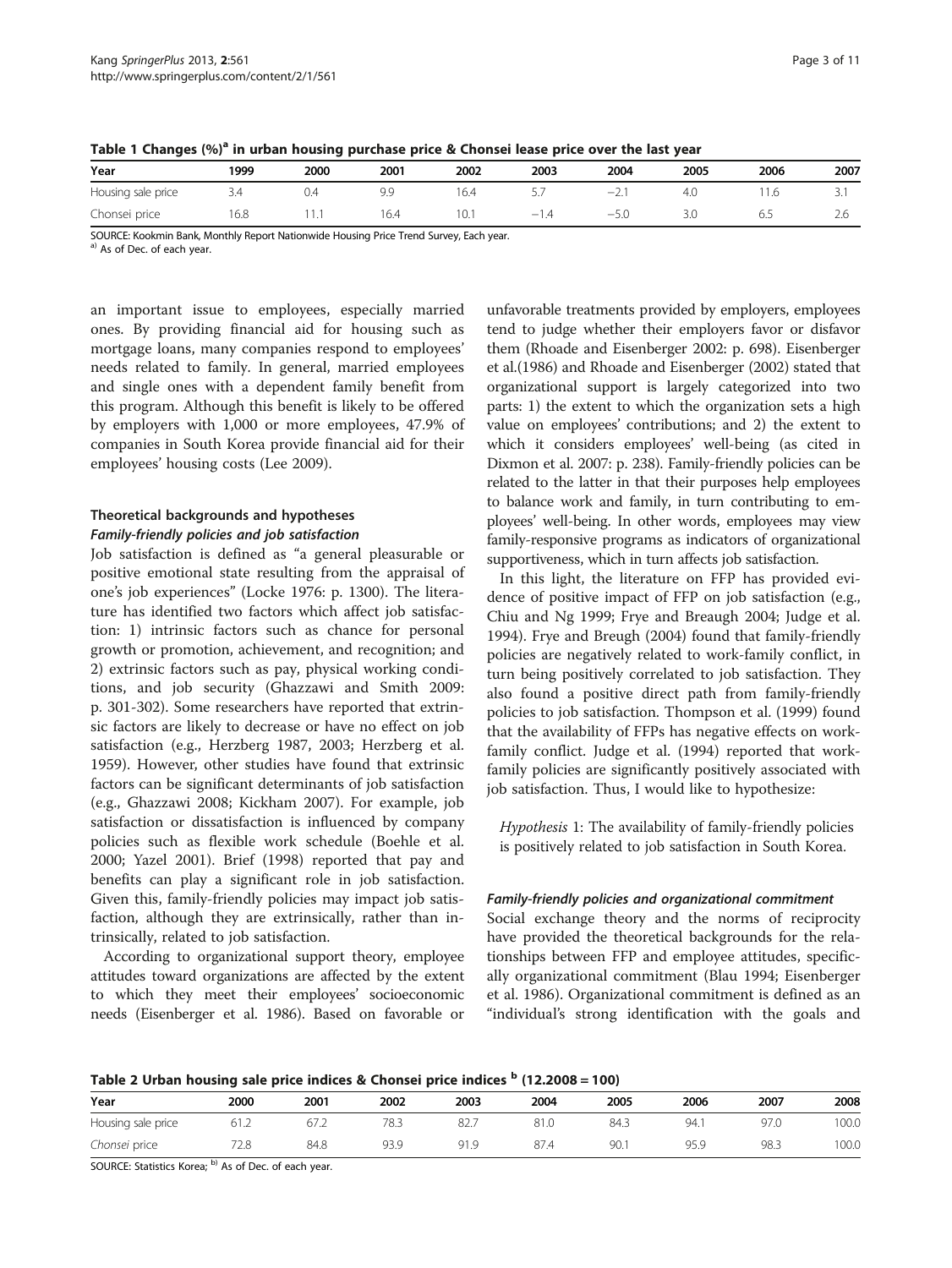Table 1 Changes (%)[a] in urban housing purchase price & Chonsei lease price over the last year

| Year | 1999 | 2000 | 2001 | 2002 | 2003 | 2004 | 2005 | 2006 | 2007 |
|---|---|---|---|---|---|---|---|---|---|
| Housing sale price | 3.4 | 0.4 | 9.9 | 16.4 | 5.7 | −2.1 | 4.0 | 11.6 | 3.1 |
| Chonsei price | 16.8 | 11.1 | 16.4 | 10.1 | −1.4 | −5.0 | 3.0 | 6.5 | 2.6 |

SOURCE: Kookmin Bank, Monthly Report Nationwide Housing Price Trend Survey, Each year.
[a)] As of Dec. of each year.

an important issue to employees, especially married ones. By providing financial aid for housing such as mortgage loans, many companies respond to employees' needs related to family. In general, married employees and single ones with a dependent family benefit from this program. Although this benefit is likely to be offered by employers with 1,000 or more employees, 47.9% of companies in South Korea provide financial aid for their employees' housing costs (Lee 2009).

## Theoretical backgrounds and hypotheses

### *Family-friendly policies and job satisfaction*

Job satisfaction is defined as "a general pleasurable or positive emotional state resulting from the appraisal of one's job experiences" (Locke 1976: p. 1300). The literature has identified two factors which affect job satisfaction: 1) intrinsic factors such as chance for personal growth or promotion, achievement, and recognition; and 2) extrinsic factors such as pay, physical working conditions, and job security (Ghazzawi and Smith 2009: p. 301-302). Some researchers have reported that extrinsic factors are likely to decrease or have no effect on job satisfaction (e.g., Herzberg 1987, 2003; Herzberg et al. 1959). However, other studies have found that extrinsic factors can be significant determinants of job satisfaction (e.g., Ghazzawi 2008; Kickham 2007). For example, job satisfaction or dissatisfaction is influenced by company policies such as flexible work schedule (Boehle et al. 2000; Yazel 2001). Brief (1998) reported that pay and benefits can play a significant role in job satisfaction. Given this, family-friendly policies may impact job satisfaction, although they are extrinsically, rather than intrinsically, related to job satisfaction.

According to organizational support theory, employee attitudes toward organizations are affected by the extent to which they meet their employees' socioeconomic needs (Eisenberger et al. 1986). Based on favorable or unfavorable treatments provided by employers, employees tend to judge whether their employers favor or disfavor them (Rhoade and Eisenberger 2002: p. 698). Eisenberger et al.(1986) and Rhoade and Eisenberger (2002) stated that organizational support is largely categorized into two parts: 1) the extent to which the organization sets a high value on employees' contributions; and 2) the extent to which it considers employees' well-being (as cited in Dixmon et al. 2007: p. 238). Family-friendly policies can be related to the latter in that their purposes help employees to balance work and family, in turn contributing to employees' well-being. In other words, employees may view family-responsive programs as indicators of organizational supportiveness, which in turn affects job satisfaction.

In this light, the literature on FFP has provided evidence of positive impact of FFP on job satisfaction (e.g., Chiu and Ng 1999; Frye and Breaugh 2004; Judge et al. 1994). Frye and Breugh (2004) found that family-friendly policies are negatively related to work-family conflict, in turn being positively correlated to job satisfaction. They also found a positive direct path from family-friendly policies to job satisfaction. Thompson et al. (1999) found that the availability of FFPs has negative effects on work-family conflict. Judge et al. (1994) reported that work-family policies are significantly positively associated with job satisfaction. Thus, I would like to hypothesize:

> *Hypothesis* 1: The availability of family-friendly policies is positively related to job satisfaction in South Korea.

### *Family-friendly policies and organizational commitment*

Social exchange theory and the norms of reciprocity have provided the theoretical backgrounds for the relationships between FFP and employee attitudes, specifically organizational commitment (Blau 1994; Eisenberger et al. 1986). Organizational commitment is defined as an "individual's strong identification with the goals and

Table 2 Urban housing sale price indices & Chonsei price indices [b] (12.2008 = 100)

| Year | 2000 | 2001 | 2002 | 2003 | 2004 | 2005 | 2006 | 2007 | 2008 |
|---|---|---|---|---|---|---|---|---|---|
| Housing sale price | 61.2 | 67.2 | 78.3 | 82.7 | 81.0 | 84.3 | 94.1 | 97.0 | 100.0 |
| *Chonsei* price | 72.8 | 84.8 | 93.9 | 91.9 | 87.4 | 90.1 | 95.9 | 98.3 | 100.0 |

SOURCE: Statistics Korea; [b)] As of Dec. of each year.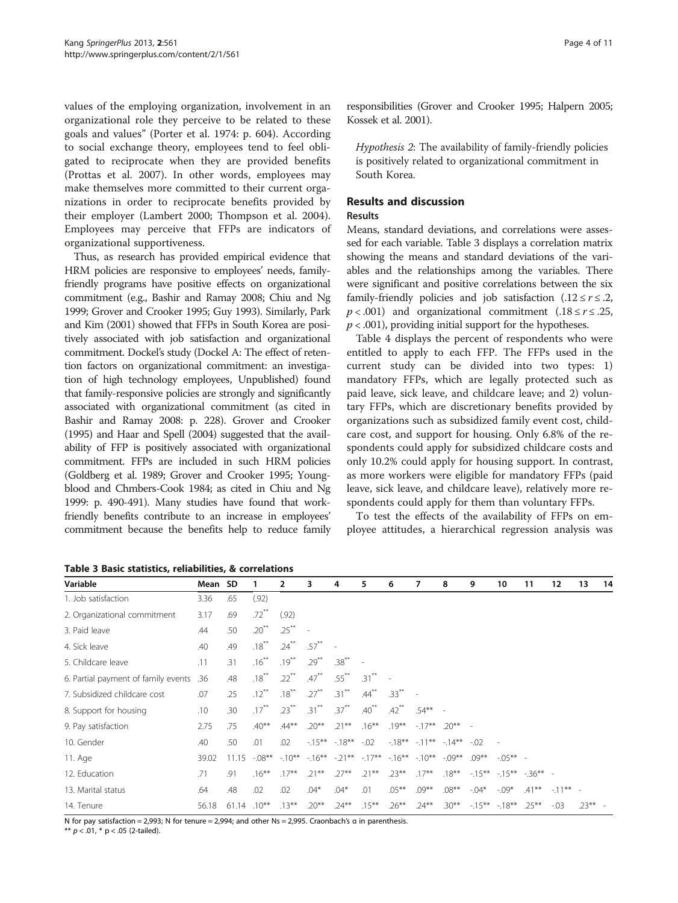values of the employing organization, involvement in an organizational role they perceive to be related to these goals and values" (Porter et al. 1974: p. 604). According to social exchange theory, employees tend to feel obligated to reciprocate when they are provided benefits (Prottas et al. 2007). In other words, employees may make themselves more committed to their current organizations in order to reciprocate benefits provided by their employer (Lambert 2000; Thompson et al. 2004). Employees may perceive that FFPs are indicators of organizational supportiveness.

Thus, as research has provided empirical evidence that HRM policies are responsive to employees' needs, family-friendly programs have positive effects on organizational commitment (e.g., Bashir and Ramay 2008; Chiu and Ng 1999; Grover and Crooker 1995; Guy 1993). Similarly, Park and Kim (2001) showed that FFPs in South Korea are positively associated with job satisfaction and organizational commitment. Dockel's study (Dockel A: The effect of retention factors on organizational commitment: an investigation of high technology employees, Unpublished) found that family-responsive policies are strongly and significantly associated with organizational commitment (as cited in Bashir and Ramay 2008: p. 228). Grover and Crooker (1995) and Haar and Spell (2004) suggested that the availability of FFP is positively associated with organizational commitment. FFPs are included in such HRM policies (Goldberg et al. 1989; Grover and Crooker 1995; Youngblood and Chmbers-Cook 1984; as cited in Chiu and Ng 1999: p. 490-491). Many studies have found that work-friendly benefits contribute to an increase in employees' commitment because the benefits help to reduce family responsibilities (Grover and Crooker 1995; Halpern 2005; Kossek et al. 2001).

*Hypothesis 2*: The availability of family-friendly policies is positively related to organizational commitment in South Korea.

## Results and discussion

### Results

Means, standard deviations, and correlations were assessed for each variable. Table 3 displays a correlation matrix showing the means and standard deviations of the variables and the relationships among the variables. There were significant and positive correlations between the six family-friendly policies and job satisfaction ($.12 \leq r \leq .2$, $p < .001$) and organizational commitment ($.18 \leq r \leq .25$, $p < .001$), providing initial support for the hypotheses.

Table 4 displays the percent of respondents who were entitled to apply to each FFP. The FFPs used in the current study can be divided into two types: 1) mandatory FFPs, which are legally protected such as paid leave, sick leave, and childcare leave; and 2) voluntary FFPs, which are discretionary benefits provided by organizations such as subsidized family event cost, childcare cost, and support for housing. Only 6.8% of the respondents could apply for subsidized childcare costs and only 10.2% could apply for housing support. In contrast, as more workers were eligible for mandatory FFPs (paid leave, sick leave, and childcare leave), relatively more respondents could apply for them than voluntary FFPs.

To test the effects of the availability of FFPs on employee attitudes, a hierarchical regression analysis was

**Table 3 Basic statistics, reliabilities, & correlations**

| Variable | Mean | SD | 1 | 2 | 3 | 4 | 5 | 6 | 7 | 8 | 9 | 10 | 11 | 12 | 13 | 14 |
|---|---|---|---|---|---|---|---|---|---|---|---|---|---|---|---|---|
| 1. Job satisfaction | 3.36 | .65 | (.92) | | | | | | | | | | | | | |
| 2. Organizational commitment | 3.17 | .69 | .72** | (.92) | | | | | | | | | | | | |
| 3. Paid leave | .44 | .50 | .20** | .25** | - | | | | | | | | | | | |
| 4. Sick leave | .40 | .49 | .18** | .24** | .57** | - | | | | | | | | | | |
| 5. Childcare leave | .11 | .31 | .16** | .19** | .29** | .38** | - | | | | | | | | | |
| 6. Partial payment of family events | .36 | .48 | .18** | .22** | .47** | .55** | .31** | - | | | | | | | | |
| 7. Subsidized childcare cost | .07 | .25 | .12** | .18** | .27** | .31** | .44** | .33** | - | | | | | | | |
| 8. Support for housing | .10 | .30 | .17** | .23** | .31** | .37** | .40** | .42** | .54** | - | | | | | | |
| 9. Pay satisfaction | 2.75 | .75 | .40** | .44** | .20** | .21** | .16** | .19** | -.17** | .20** | - | | | | | |
| 10. Gender | .40 | .50 | .01 | .02 | -.15** | -.18** | -.02 | -.18** | -.11** | -.14** | -.02 | - | | | | |
| 11. Age | 39.02 | 11.15 | -.08** | -.10** | -.16** | -.21** | -.17** | -.16** | -.10** | -.09** | .09** | -.05** | - | | | |
| 12. Education | .71 | .91 | .16** | .17** | .21** | .27** | .21** | .23** | .17** | .18** | -.15** | -.15** | -.36** | - | | |
| 13. Marital status | .64 | .48 | .02 | .02 | .04* | .04* | .01 | .05** | .09** | .08** | -.04* | -.09* | .41** | -.11** | - | |
| 14. Tenure | 56.18 | 61.14 | .10** | .13** | .20** | .24** | .15** | .26** | .24** | .30** | -.15** | -.18** | .25** | -.03 | .23** | - |

N for pay satisfaction = 2,993; N for tenure = 2,994; and other Ns = 2,995. Craonbach's α in parenthesis.
** $p < .01$, * $p < .05$ (2-tailed).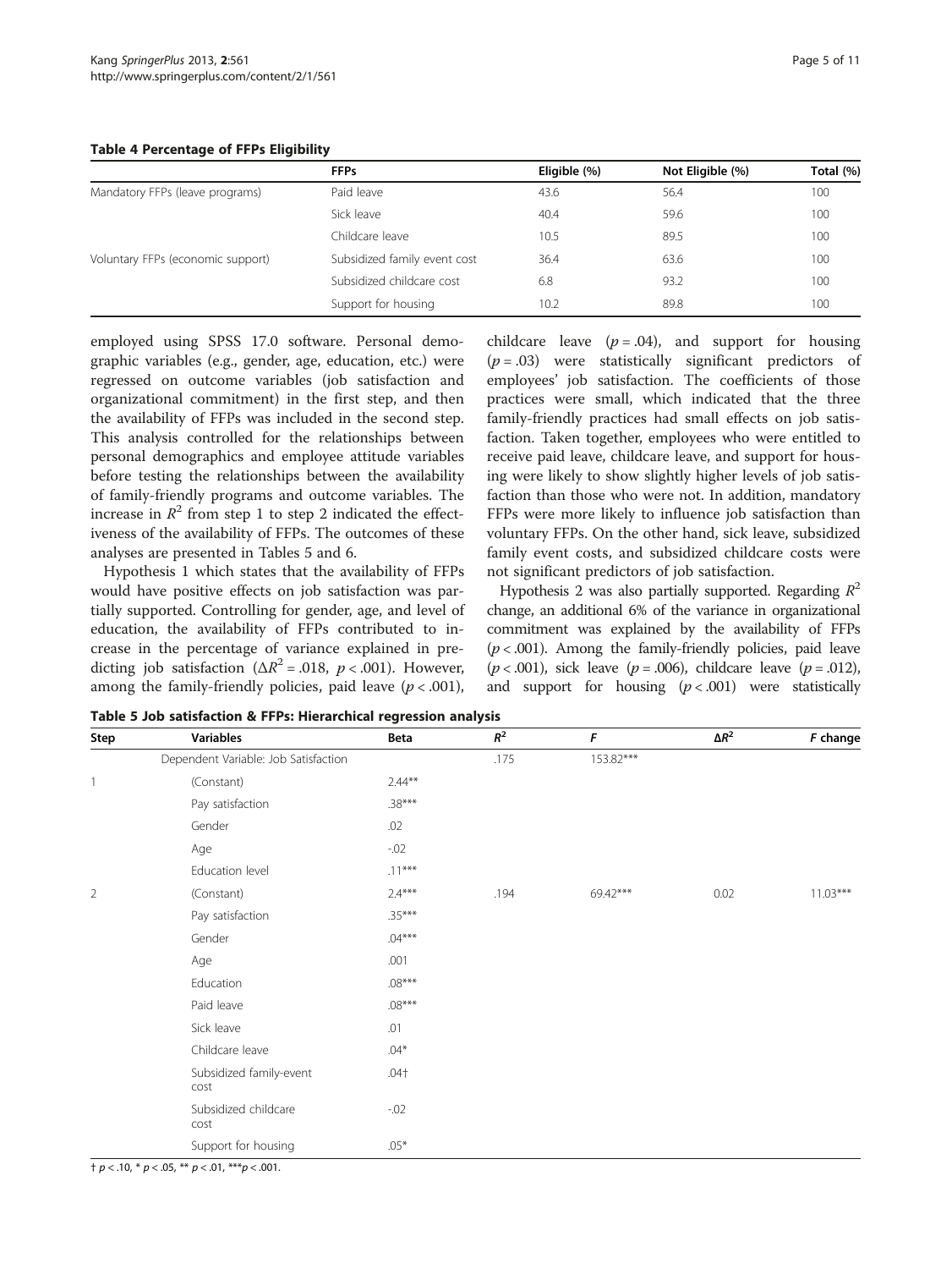**Table 4 Percentage of FFPs Eligibility**

| | FFPs | Eligible (%) | Not Eligible (%) | Total (%) |
|---|---|---|---|---|
| Mandatory FFPs (leave programs) | Paid leave | 43.6 | 56.4 | 100 |
| | Sick leave | 40.4 | 59.6 | 100 |
| | Childcare leave | 10.5 | 89.5 | 100 |
| Voluntary FFPs (economic support) | Subsidized family event cost | 36.4 | 63.6 | 100 |
| | Subsidized childcare cost | 6.8 | 93.2 | 100 |
| | Support for housing | 10.2 | 89.8 | 100 |

employed using SPSS 17.0 software. Personal demographic variables (e.g., gender, age, education, etc.) were regressed on outcome variables (job satisfaction and organizational commitment) in the first step, and then the availability of FFPs was included in the second step. This analysis controlled for the relationships between personal demographics and employee attitude variables before testing the relationships between the availability of family-friendly programs and outcome variables. The increase in $R^2$ from step 1 to step 2 indicated the effectiveness of the availability of FFPs. The outcomes of these analyses are presented in Tables 5 and 6.

Hypothesis 1 which states that the availability of FFPs would have positive effects on job satisfaction was partially supported. Controlling for gender, age, and level of education, the availability of FFPs contributed to increase in the percentage of variance explained in predicting job satisfaction ($\Delta R^2 = .018$, $p < .001$). However, among the family-friendly policies, paid leave ($p < .001$), childcare leave ($p = .04$), and support for housing ($p = .03$) were statistically significant predictors of employees' job satisfaction. The coefficients of those practices were small, which indicated that the three family-friendly practices had small effects on job satisfaction. Taken together, employees who were entitled to receive paid leave, childcare leave, and support for housing were likely to show slightly higher levels of job satisfaction than those who were not. In addition, mandatory FFPs were more likely to influence job satisfaction than voluntary FFPs. On the other hand, sick leave, subsidized family event costs, and subsidized childcare costs were not significant predictors of job satisfaction.

Hypothesis 2 was also partially supported. Regarding $R^2$ change, an additional 6% of the variance in organizational commitment was explained by the availability of FFPs ($p < .001$). Among the family-friendly policies, paid leave ($p < .001$), sick leave ($p = .006$), childcare leave ($p = .012$), and support for housing ($p < .001$) were statistically

**Table 5 Job satisfaction & FFPs: Hierarchical regression analysis**

| Step | Variables | Beta | $R^2$ | $F$ | $\Delta R^2$ | $F$ change |
|---|---|---|---|---|---|---|
| | Dependent Variable: Job Satisfaction | | .175 | 153.82*** | | |
| 1 | (Constant) | 2.44** | | | | |
| | Pay satisfaction | .38*** | | | | |
| | Gender | .02 | | | | |
| | Age | -.02 | | | | |
| | Education level | .11*** | | | | |
| 2 | (Constant) | 2.4*** | .194 | 69.42*** | 0.02 | 11.03*** |
| | Pay satisfaction | .35*** | | | | |
| | Gender | .04*** | | | | |
| | Age | .001 | | | | |
| | Education | .08*** | | | | |
| | Paid leave | .08*** | | | | |
| | Sick leave | .01 | | | | |
| | Childcare leave | .04* | | | | |
| | Subsidized family-event cost | .04† | | | | |
| | Subsidized childcare cost | -.02 | | | | |
| | Support for housing | .05* | | | | |

† $p < .10$, * $p < .05$, ** $p < .01$, *** $p < .001$.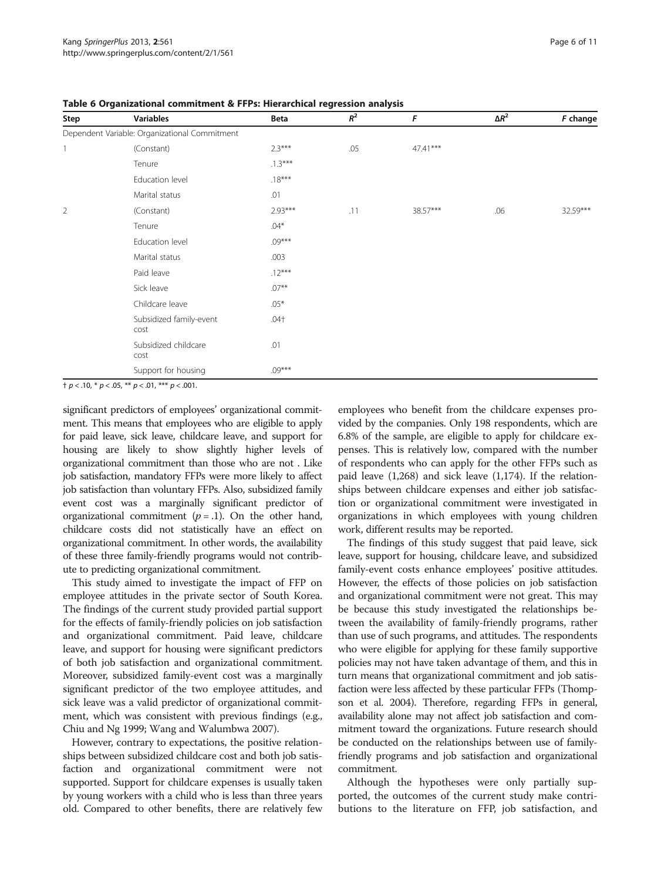**Table 6 Organizational commitment & FFPs: Hierarchical regression analysis**

| Step | Variables | Beta | $R^2$ | $F$ | $\Delta R^2$ | $F$ change |
|---|---|---|---|---|---|---|
| Dependent Variable: Organizational Commitment | | | | | | |
| 1 | (Constant) | 2.3*** | .05 | 47.41*** | | |
| | Tenure | .1.3*** | | | | |
| | Education level | .18*** | | | | |
| | Marital status | .01 | | | | |
| 2 | (Constant) | 2.93*** | .11 | 38.57*** | .06 | 32.59*** |
| | Tenure | .04* | | | | |
| | Education level | .09*** | | | | |
| | Marital status | .003 | | | | |
| | Paid leave | .12*** | | | | |
| | Sick leave | .07** | | | | |
| | Childcare leave | .05* | | | | |
| | Subsidized family-event cost | .04† | | | | |
| | Subsidized childcare cost | .01 | | | | |
| | Support for housing | .09*** | | | | |

† $p < .10$, * $p < .05$, ** $p < .01$, *** $p < .001$.

significant predictors of employees' organizational commitment. This means that employees who are eligible to apply for paid leave, sick leave, childcare leave, and support for housing are likely to show slightly higher levels of organizational commitment than those who are not . Like job satisfaction, mandatory FFPs were more likely to affect job satisfaction than voluntary FFPs. Also, subsidized family event cost was a marginally significant predictor of organizational commitment ($p = .1$). On the other hand, childcare costs did not statistically have an effect on organizational commitment. In other words, the availability of these three family-friendly programs would not contribute to predicting organizational commitment.

This study aimed to investigate the impact of FFP on employee attitudes in the private sector of South Korea. The findings of the current study provided partial support for the effects of family-friendly policies on job satisfaction and organizational commitment. Paid leave, childcare leave, and support for housing were significant predictors of both job satisfaction and organizational commitment. Moreover, subsidized family-event cost was a marginally significant predictor of the two employee attitudes, and sick leave was a valid predictor of organizational commitment, which was consistent with previous findings (e.g., Chiu and Ng 1999; Wang and Walumbwa 2007).

However, contrary to expectations, the positive relationships between subsidized childcare cost and both job satisfaction and organizational commitment were not supported. Support for childcare expenses is usually taken by young workers with a child who is less than three years old. Compared to other benefits, there are relatively few employees who benefit from the childcare expenses provided by the companies. Only 198 respondents, which are 6.8% of the sample, are eligible to apply for childcare expenses. This is relatively low, compared with the number of respondents who can apply for the other FFPs such as paid leave (1,268) and sick leave (1,174). If the relationships between childcare expenses and either job satisfaction or organizational commitment were investigated in organizations in which employees with young children work, different results may be reported.

The findings of this study suggest that paid leave, sick leave, support for housing, childcare leave, and subsidized family-event costs enhance employees' positive attitudes. However, the effects of those policies on job satisfaction and organizational commitment were not great. This may be because this study investigated the relationships between the availability of family-friendly programs, rather than use of such programs, and attitudes. The respondents who were eligible for applying for these family supportive policies may not have taken advantage of them, and this in turn means that organizational commitment and job satisfaction were less affected by these particular FFPs (Thompson et al. 2004). Therefore, regarding FFPs in general, availability alone may not affect job satisfaction and commitment toward the organizations. Future research should be conducted on the relationships between use of family-friendly programs and job satisfaction and organizational commitment.

Although the hypotheses were only partially supported, the outcomes of the current study make contributions to the literature on FFP, job satisfaction, and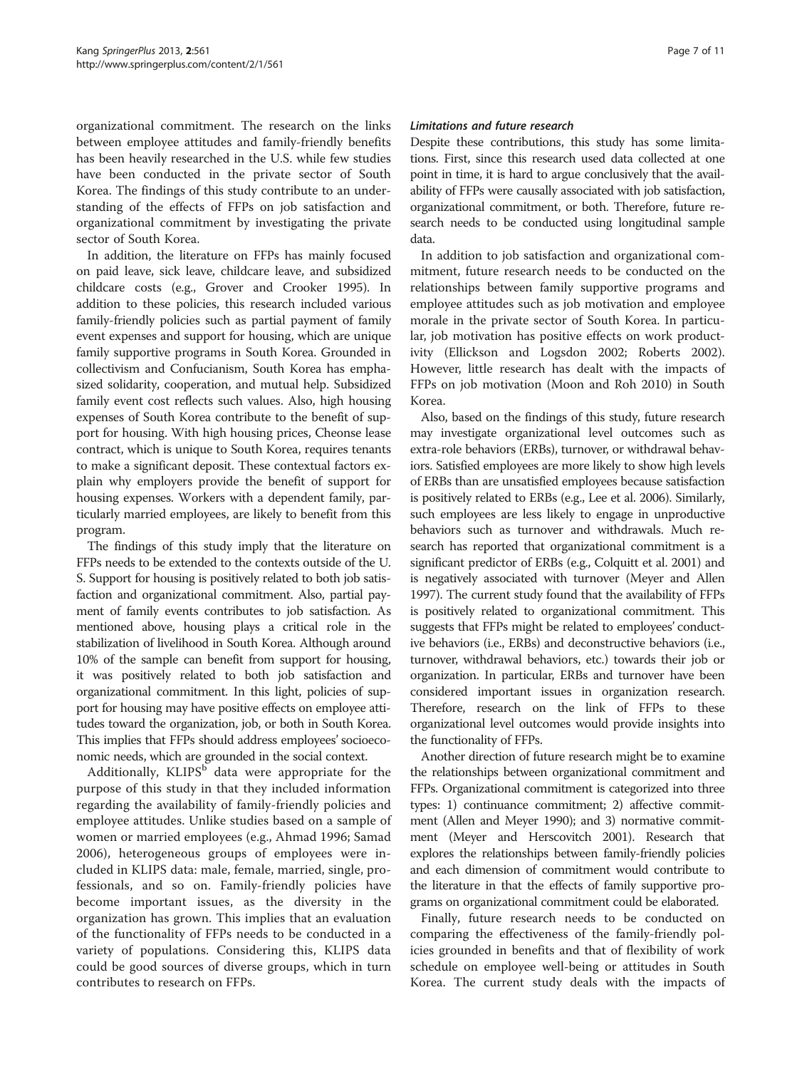organizational commitment. The research on the links between employee attitudes and family-friendly benefits has been heavily researched in the U.S. while few studies have been conducted in the private sector of South Korea. The findings of this study contribute to an understanding of the effects of FFPs on job satisfaction and organizational commitment by investigating the private sector of South Korea.

In addition, the literature on FFPs has mainly focused on paid leave, sick leave, childcare leave, and subsidized childcare costs (e.g., Grover and Crooker 1995). In addition to these policies, this research included various family-friendly policies such as partial payment of family event expenses and support for housing, which are unique family supportive programs in South Korea. Grounded in collectivism and Confucianism, South Korea has emphasized solidarity, cooperation, and mutual help. Subsidized family event cost reflects such values. Also, high housing expenses of South Korea contribute to the benefit of support for housing. With high housing prices, Cheonse lease contract, which is unique to South Korea, requires tenants to make a significant deposit. These contextual factors explain why employers provide the benefit of support for housing expenses. Workers with a dependent family, particularly married employees, are likely to benefit from this program.

The findings of this study imply that the literature on FFPs needs to be extended to the contexts outside of the U. S. Support for housing is positively related to both job satisfaction and organizational commitment. Also, partial payment of family events contributes to job satisfaction. As mentioned above, housing plays a critical role in the stabilization of livelihood in South Korea. Although around 10% of the sample can benefit from support for housing, it was positively related to both job satisfaction and organizational commitment. In this light, policies of support for housing may have positive effects on employee attitudes toward the organization, job, or both in South Korea. This implies that FFPs should address employees' socioeconomic needs, which are grounded in the social context.

Additionally, KLIPS[b] data were appropriate for the purpose of this study in that they included information regarding the availability of family-friendly policies and employee attitudes. Unlike studies based on a sample of women or married employees (e.g., Ahmad 1996; Samad 2006), heterogeneous groups of employees were included in KLIPS data: male, female, married, single, professionals, and so on. Family-friendly policies have become important issues, as the diversity in the organization has grown. This implies that an evaluation of the functionality of FFPs needs to be conducted in a variety of populations. Considering this, KLIPS data could be good sources of diverse groups, which in turn contributes to research on FFPs.

### *Limitations and future research*

Despite these contributions, this study has some limitations. First, since this research used data collected at one point in time, it is hard to argue conclusively that the availability of FFPs were causally associated with job satisfaction, organizational commitment, or both. Therefore, future research needs to be conducted using longitudinal sample data.

In addition to job satisfaction and organizational commitment, future research needs to be conducted on the relationships between family supportive programs and employee attitudes such as job motivation and employee morale in the private sector of South Korea. In particular, job motivation has positive effects on work productivity (Ellickson and Logsdon 2002; Roberts 2002). However, little research has dealt with the impacts of FFPs on job motivation (Moon and Roh 2010) in South Korea.

Also, based on the findings of this study, future research may investigate organizational level outcomes such as extra-role behaviors (ERBs), turnover, or withdrawal behaviors. Satisfied employees are more likely to show high levels of ERBs than are unsatisfied employees because satisfaction is positively related to ERBs (e.g., Lee et al. 2006). Similarly, such employees are less likely to engage in unproductive behaviors such as turnover and withdrawals. Much research has reported that organizational commitment is a significant predictor of ERBs (e.g., Colquitt et al. 2001) and is negatively associated with turnover (Meyer and Allen 1997). The current study found that the availability of FFPs is positively related to organizational commitment. This suggests that FFPs might be related to employees' conductive behaviors (i.e., ERBs) and deconstructive behaviors (i.e., turnover, withdrawal behaviors, etc.) towards their job or organization. In particular, ERBs and turnover have been considered important issues in organization research. Therefore, research on the link of FFPs to these organizational level outcomes would provide insights into the functionality of FFPs.

Another direction of future research might be to examine the relationships between organizational commitment and FFPs. Organizational commitment is categorized into three types: 1) continuance commitment; 2) affective commitment (Allen and Meyer 1990); and 3) normative commitment (Meyer and Herscovitch 2001). Research that explores the relationships between family-friendly policies and each dimension of commitment would contribute to the literature in that the effects of family supportive programs on organizational commitment could be elaborated.

Finally, future research needs to be conducted on comparing the effectiveness of the family-friendly policies grounded in benefits and that of flexibility of work schedule on employee well-being or attitudes in South Korea. The current study deals with the impacts of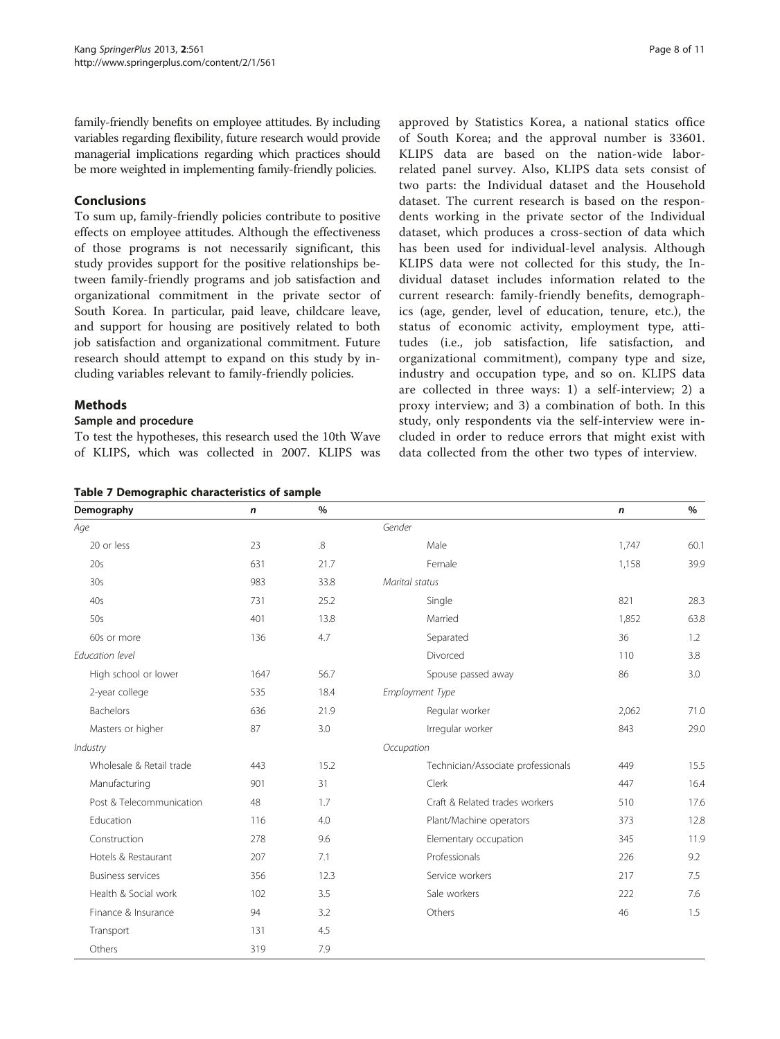family-friendly benefits on employee attitudes. By including variables regarding flexibility, future research would provide managerial implications regarding which practices should be more weighted in implementing family-friendly policies.

## Conclusions

To sum up, family-friendly policies contribute to positive effects on employee attitudes. Although the effectiveness of those programs is not necessarily significant, this study provides support for the positive relationships between family-friendly programs and job satisfaction and organizational commitment in the private sector of South Korea. In particular, paid leave, childcare leave, and support for housing are positively related to both job satisfaction and organizational commitment. Future research should attempt to expand on this study by including variables relevant to family-friendly policies.

## Methods

### Sample and procedure

To test the hypotheses, this research used the 10th Wave of KLIPS, which was collected in 2007. KLIPS was approved by Statistics Korea, a national statics office of South Korea; and the approval number is 33601. KLIPS data are based on the nation-wide labor-related panel survey. Also, KLIPS data sets consist of two parts: the Individual dataset and the Household dataset. The current research is based on the respondents working in the private sector of the Individual dataset, which produces a cross-section of data which has been used for individual-level analysis. Although KLIPS data were not collected for this study, the Individual dataset includes information related to the current research: family-friendly benefits, demographics (age, gender, level of education, tenure, etc.), the status of economic activity, employment type, attitudes (i.e., job satisfaction, life satisfaction, and organizational commitment), company type and size, industry and occupation type, and so on. KLIPS data are collected in three ways: 1) a self-interview; 2) a proxy interview; and 3) a combination of both. In this study, only respondents via the self-interview were included in order to reduce errors that might exist with data collected from the other two types of interview.

**Table 7 Demographic characteristics of sample**

| Demography | *n* | % | | *n* | % |
|---|---|---|---|---|---|
| *Age* | | | *Gender* | | |
| 20 or less | 23 | .8 | Male | 1,747 | 60.1 |
| 20s | 631 | 21.7 | Female | 1,158 | 39.9 |
| 30s | 983 | 33.8 | *Marital status* | | |
| 40s | 731 | 25.2 | Single | 821 | 28.3 |
| 50s | 401 | 13.8 | Married | 1,852 | 63.8 |
| 60s or more | 136 | 4.7 | Separated | 36 | 1.2 |
| *Education level* | | | Divorced | 110 | 3.8 |
| High school or lower | 1647 | 56.7 | Spouse passed away | 86 | 3.0 |
| 2-year college | 535 | 18.4 | *Employment Type* | | |
| Bachelors | 636 | 21.9 | Regular worker | 2,062 | 71.0 |
| Masters or higher | 87 | 3.0 | Irregular worker | 843 | 29.0 |
| *Industry* | | | *Occupation* | | |
| Wholesale & Retail trade | 443 | 15.2 | Technician/Associate professionals | 449 | 15.5 |
| Manufacturing | 901 | 31 | Clerk | 447 | 16.4 |
| Post & Telecommunication | 48 | 1.7 | Craft & Related trades workers | 510 | 17.6 |
| Education | 116 | 4.0 | Plant/Machine operators | 373 | 12.8 |
| Construction | 278 | 9.6 | Elementary occupation | 345 | 11.9 |
| Hotels & Restaurant | 207 | 7.1 | Professionals | 226 | 9.2 |
| Business services | 356 | 12.3 | Service workers | 217 | 7.5 |
| Health & Social work | 102 | 3.5 | Sale workers | 222 | 7.6 |
| Finance & Insurance | 94 | 3.2 | Others | 46 | 1.5 |
| Transport | 131 | 4.5 | | | |
| Others | 319 | 7.9 | | | |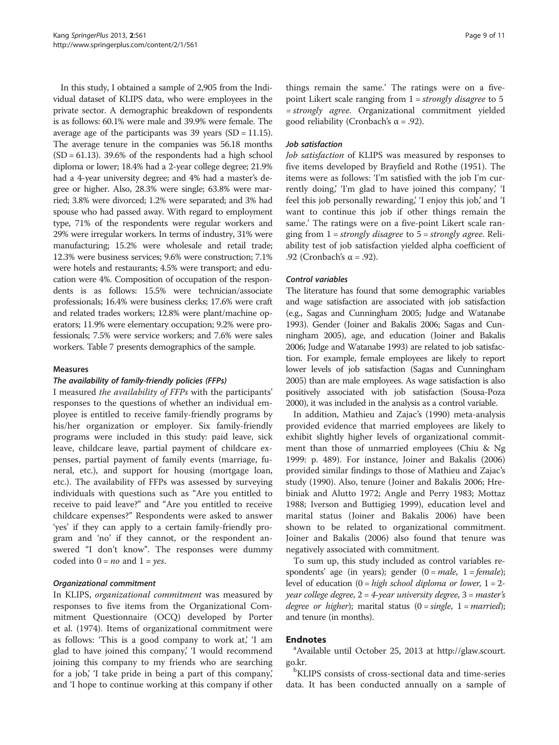In this study, I obtained a sample of 2,905 from the Individual dataset of KLIPS data, who were employees in the private sector. A demographic breakdown of respondents is as follows: 60.1% were male and 39.9% were female. The average age of the participants was 39 years (SD = 11.15). The average tenure in the companies was 56.18 months (SD = 61.13). 39.6% of the respondents had a high school diploma or lower; 18.4% had a 2-year college degree; 21.9% had a 4-year university degree; and 4% had a master's degree or higher. Also, 28.3% were single; 63.8% were married; 3.8% were divorced; 1.2% were separated; and 3% had spouse who had passed away. With regard to employment type, 71% of the respondents were regular workers and 29% were irregular workers. In terms of industry, 31% were manufacturing; 15.2% were wholesale and retail trade; 12.3% were business services; 9.6% were construction; 7.1% were hotels and restaurants; 4.5% were transport; and education were 4%. Composition of occupation of the respondents is as follows: 15.5% were technician/associate professionals; 16.4% were business clerks; 17.6% were craft and related trades workers; 12.8% were plant/machine operators; 11.9% were elementary occupation; 9.2% were professionals; 7.5% were service workers; and 7.6% were sales workers. Table 7 presents demographics of the sample.

### Measures

#### *The availability of family-friendly policies (FFPs)*

I measured *the availability of FFPs* with the participants' responses to the questions of whether an individual employee is entitled to receive family-friendly programs by his/her organization or employer. Six family-friendly programs were included in this study: paid leave, sick leave, childcare leave, partial payment of childcare expenses, partial payment of family events (marriage, funeral, etc.), and support for housing (mortgage loan, etc.). The availability of FFPs was assessed by surveying individuals with questions such as "Are you entitled to receive to paid leave?" and "Are you entitled to receive childcare expenses?" Respondents were asked to answer 'yes' if they can apply to a certain family-friendly program and 'no' if they cannot, or the respondent answered "I don't know". The responses were dummy coded into 0 = *no* and 1 = *yes*.

#### *Organizational commitment*

In KLIPS, *organizational commitment* was measured by responses to five items from the Organizational Commitment Questionnaire (OCQ) developed by Porter et al. (1974). Items of organizational commitment were as follows: 'This is a good company to work at,' 'I am glad to have joined this company,' 'I would recommend joining this company to my friends who are searching for a job,' 'I take pride in being a part of this company,' and 'I hope to continue working at this company if other things remain the same.' The ratings were on a five-point Likert scale ranging from 1 = *strongly disagree* to 5 = *strongly agree*. Organizational commitment yielded good reliability (Cronbach's α = .92).

#### *Job satisfaction*

*Job satisfaction* of KLIPS was measured by responses to five items developed by Brayfield and Rothe (1951). The items were as follows: 'I'm satisfied with the job I'm currently doing,' 'I'm glad to have joined this company,' 'I feel this job personally rewarding,' 'I enjoy this job,' and 'I want to continue this job if other things remain the same.' The ratings were on a five-point Likert scale ranging from 1 = *strongly disagree* to 5 = *strongly agree*. Reliability test of job satisfaction yielded alpha coefficient of .92 (Cronbach's α = .92).

#### *Control variables*

The literature has found that some demographic variables and wage satisfaction are associated with job satisfaction (e.g., Sagas and Cunningham 2005; Judge and Watanabe 1993). Gender (Joiner and Bakalis 2006; Sagas and Cunningham 2005), age, and education (Joiner and Bakalis 2006; Judge and Watanabe 1993) are related to job satisfaction. For example, female employees are likely to report lower levels of job satisfaction (Sagas and Cunningham 2005) than are male employees. As wage satisfaction is also positively associated with job satisfaction (Sousa-Poza 2000), it was included in the analysis as a control variable.

In addition, Mathieu and Zajac's (1990) meta-analysis provided evidence that married employees are likely to exhibit slightly higher levels of organizational commitment than those of unmarried employees (Chiu & Ng 1999: p. 489). For instance, Joiner and Bakalis (2006) provided similar findings to those of Mathieu and Zajac's study (1990). Also, tenure (Joiner and Bakalis 2006; Hrebiniak and Alutto 1972; Angle and Perry 1983; Mottaz 1988; Iverson and Buttigieg 1999), education level and marital status (Joiner and Bakalis 2006) have been shown to be related to organizational commitment. Joiner and Bakalis (2006) also found that tenure was negatively associated with commitment.

To sum up, this study included as control variables respondents' age (in years); gender (0 = *male*, 1 = *female*); level of education (0 = *high school diploma or lower*, 1 = *2-year college degree*, 2 = *4-year university degree*, 3 = *master's degree or higher*); marital status (0 = *single*, 1 = *married*); and tenure (in months).

## Endnotes

[a]Available until October 25, 2013 at http://glaw.scourt.go.kr.

[b]KLIPS consists of cross-sectional data and time-series data. It has been conducted annually on a sample of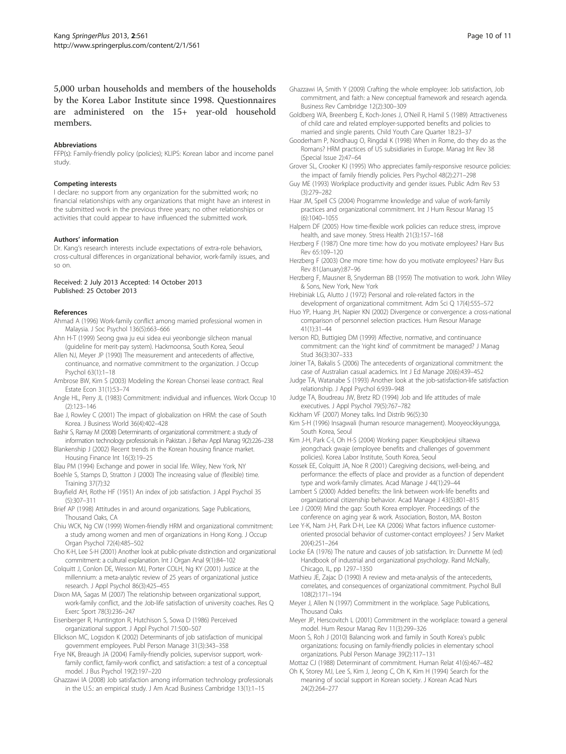5,000 urban households and members of the households by the Korea Labor Institute since 1998. Questionnaires are administered on the 15+ year-old household members.

#### Abbreviations

FFP(s): Family-friendly policy (policies); KLIPS: Korean labor and income panel study.

#### Competing interests

I declare: no support from any organization for the submitted work; no financial relationships with any organizations that might have an interest in the submitted work in the previous three years; no other relationships or activities that could appear to have influenced the submitted work.

#### Authors' information

Dr. Kang's research interests include expectations of extra-role behaviors, cross-cultural differences in organizational behavior, work-family issues, and so on.

Received: 2 July 2013 Accepted: 14 October 2013
Published: 25 October 2013

#### References

Ahmad A (1996) Work-family conflict among married professional women in Malaysia. J Soc Psychol 136(5):663–666

Ahn H-T (1999) Seong gwa ju eui sidea eui yeonbongje silcheon manual (guideline for merit-pay system). Hackmoonsa, South Korea, Seoul

Allen NJ, Meyer JP (1990) The measurement and antecedents of affective, continuance, and normative commitment to the organization. J Occup Psychol 63(1):1–18

Ambrose BW, Kim S (2003) Modeling the Korean Chonsei lease contract. Real Estate Econ 31(1):53–74

Angle HL, Perry JL (1983) Commitment: individual and influences. Work Occup 10 (2):123–146

Bae J, Rowley C (2001) The impact of globalization on HRM: the case of South Korea. J Business World 36(4):402–428

Bashir S, Ramay M (2008) Determinants of organizational commitment: a study of information technology professionals in Pakistan. J Behav Appl Manag 9(2):226–238

Blankenship J (2002) Recent trends in the Korean housing finance market. Housing Finance Int 16(3):19–25

Blau PM (1994) Exchange and power in social life. Wiley, New York, NY

Boehle S, Stamps D, Stratton J (2000) The increasing value of (flexible) time. Training 37(7):32

Brayfield AH, Rothe HF (1951) An index of job satisfaction. J Appl Psychol 35 (5):307–311

Brief AP (1998) Attitudes in and around organizations. Sage Publications, Thousand Oaks, CA

Chiu WCK, Ng CW (1999) Women-friendly HRM and organizational commitment: a study among women and men of organizations in Hong Kong. J Occup Organ Psychol 72(4):485–502

Cho K-H, Lee S-H (2001) Another look at public-private distinction and organizational commitment: a cultural explanation. Int J Organ Anal 9(1):84–102

Colquitt J, Conlon DE, Wesson MJ, Porter COLH, Ng KY (2001) Justice at the millennium: a meta-analytic review of 25 years of organizational justice research. J Appl Psychol 86(3):425–455

Dixon MA, Sagas M (2007) The relationship between organizational support, work-family conflict, and the Job-life satisfaction of university coaches. Res Q Exerc Sport 78(3):236–247

Eisenberger R, Huntington R, Hutchison S, Sowa D (1986) Perceived organizational support. J Appl Psychol 71:500–507

Ellickson MC, Logsdon K (2002) Determinants of job satisfaction of municipal government employees. Publ Person Manage 31(3):343–358

Frye NK, Breaugh JA (2004) Family-friendly policies, supervisor support, work-family conflict, family-work conflict, and satisfaction: a test of a conceptual model. J Bus Psychol 19(2):197–220

Ghazzawi IA (2008) Job satisfaction among information technology professionals in the U.S.: an empirical study. J Am Acad Business Cambridge 13(1):1–15

Ghazzawi IA, Smith Y (2009) Crafting the whole employee: Job satisfaction, Job commitment, and faith: a New conceptual framework and research agenda. Business Rev Cambridge 12(2):300–309

Goldberg WA, Breenberg E, Koch-Jones J, O'Neil R, Hamil S (1989) Attractiveness of child care and related employer-supported benefits and policies to married and single parents. Child Youth Care Quarter 18:23–37

Gooderham P, Nordhaug O, Ringdal K (1998) When in Rome, do they do as the Romans? HRM practices of US subsidiaries in Europe. Manag Int Rev 38 (Special Issue 2):47–64

Grover SL, Crooker KJ (1995) Who appreciates family-responsive resource policies: the impact of family friendly policies. Pers Psychol 48(2):271–298

Guy ME (1993) Workplace productivity and gender issues. Public Adm Rev 53 (3):279–282

Haar JM, Spell CS (2004) Programme knowledge and value of work-family practices and organizational commitment. Int J Hum Resour Manag 15 (6):1040–1055

Halpern DF (2005) How time-flexible work policies can reduce stress, improve health, and save money. Stress Health 21(3):157–168

Herzberg F (1987) One more time: how do you motivate employees? Harv Bus Rev 65:109–120

Herzberg F (2003) One more time: how do you motivate employees? Harv Bus Rev 81(January):87–96

Herzberg F, Mausner B, Snyderman BB (1959) The motivation to work. John Wiley & Sons, New York, New York

Hrebiniak LG, Alutto J (1972) Personal and role-related factors in the development of organizational commitment. Adm Sci Q 17(4):555–572

Huo YP, Huang JH, Napier KN (2002) Divergence or convergence: a cross-national comparison of personnel selection practices. Hum Resour Manage 41(1):31–44

Iverson RD, Buttigieg DM (1999) Affective, normative, and continuance commitment: can the 'right kind' of commitment be managed? J Manag Stud 36(3):307–333

Joiner TA, Bakalis S (2006) The antecedents of organizational commitment: the case of Australian casual academics. Int J Ed Manage 20(6):439–452

Judge TA, Watanabe S (1993) Another look at the job-satisfaction-life satisfaction relationship. J Appl Psychol 6:939–948

Judge TA, Boudreau JW, Bretz RD (1994) Job and life attitudes of male executives. J Appl Psychol 79(5):767–782

Kickham VF (2007) Money talks. Ind Distrib 96(5):30

Kim S-H (1996) Insagwali (human resource management). Mooyeockkyungga, South Korea, Seoul

Kim J-H, Park C-I, Oh H-S (2004) Working paper: Kieupbokjieui siltaewa jeongchack gwaje (employee benefits and challenges of government policies). Korea Labor Institute, South Korea, Seoul

Kossek EE, Colquitt JA, Noe R (2001) Caregiving decisions, well-being, and performance: the effects of place and provider as a function of dependent type and work-family climates. Acad Manage J 44(1):29–44

Lambert S (2000) Added benefits: the link between work-life benefits and organizational citizenship behavior. Acad Manage J 43(5):801–815

Lee J (2009) Mind the gap: South Korea employer. Proceedings of the conference on aging year & work. Association, Boston, MA. Boston

Lee Y-K, Nam J-H, Park D-H, Lee KA (2006) What factors influence customer-oriented prosocial behavior of customer-contact employees? J Serv Market 20(4):251–264

Locke EA (1976) The nature and causes of job satisfaction. In: Dunnette M (ed) Handbook of industrial and organizational psychology. Rand McNally, Chicago, IL, pp 1297–1350

Mathieu JE, Zajac D (1990) A review and meta-analysis of the antecedents, correlates, and consequences of organizational commitment. Psychol Bull 108(2):171–194

Meyer J, Allen N (1997) Commitment in the workplace. Sage Publications, Thousand Oaks

Meyer JP, Herscovitch L (2001) Commitment in the workplace: toward a general model. Hum Resour Manag Rev 11(3):299–326

Moon S, Roh J (2010) Balancing work and family in South Korea's public organizations: focusing on family-friendly policies in elementary school organizations. Publ Person Manage 39(2):117–131

Mottaz CJ (1988) Determinant of commitment. Human Relat 41(6):467–482

Oh K, Storey MJ, Lee S, Kim J, Jeong C, Oh K, Kim H (1994) Search for the meaning of social support in Korean society. J Korean Acad Nurs 24(2):264–277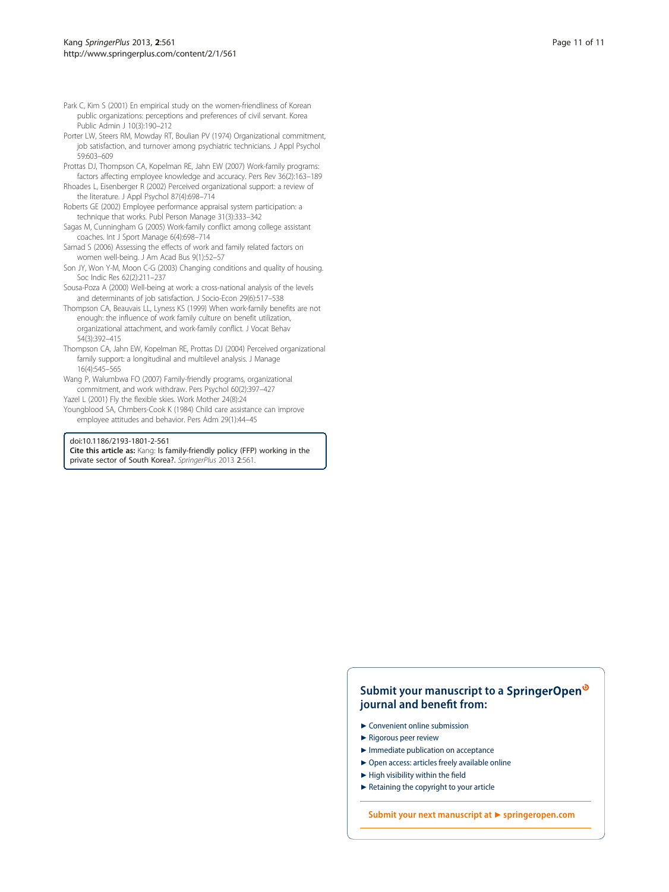Park C, Kim S (2001) En empirical study on the women-friendliness of Korean public organizations: perceptions and preferences of civil servant. Korea Public Admin J 10(3):190–212

Porter LW, Steers RM, Mowday RT, Boulian PV (1974) Organizational commitment, job satisfaction, and turnover among psychiatric technicians. J Appl Psychol 59:603–609

Prottas DJ, Thompson CA, Kopelman RE, Jahn EW (2007) Work-family programs: factors affecting employee knowledge and accuracy. Pers Rev 36(2):163–189

Rhoades L, Eisenberger R (2002) Perceived organizational support: a review of the literature. J Appl Psychol 87(4):698–714

Roberts GE (2002) Employee performance appraisal system participation: a technique that works. Publ Person Manage 31(3):333–342

Sagas M, Cunningham G (2005) Work-family conflict among college assistant coaches. Int J Sport Manage 6(4):698–714

Samad S (2006) Assessing the effects of work and family related factors on women well-being. J Am Acad Bus 9(1):52–57

Son JY, Won Y-M, Moon C-G (2003) Changing conditions and quality of housing. Soc Indic Res 62(2):211–237

Sousa-Poza A (2000) Well-being at work: a cross-national analysis of the levels and determinants of job satisfaction. J Socio-Econ 29(6):517–538

Thompson CA, Beauvais LL, Lyness KS (1999) When work-family benefits are not enough: the influence of work family culture on benefit utilization, organizational attachment, and work-family conflict. J Vocat Behav 54(3):392–415

Thompson CA, Jahn EW, Kopelman RE, Prottas DJ (2004) Perceived organizational family support: a longitudinal and multilevel analysis. J Manage 16(4):545–565

Wang P, Walumbwa FO (2007) Family-friendly programs, organizational commitment, and work withdraw. Pers Psychol 60(2):397–427

Yazel L (2001) Fly the flexible skies. Work Mother 24(8):24

Youngblood SA, Chmbers-Cook K (1984) Child care assistance can improve employee attitudes and behavior. Pers Adm 29(1):44–45

doi:10.1186/2193-1801-2-561

**Cite this article as:** Kang: Is family-friendly policy (FFP) working in the private sector of South Korea?. *SpringerPlus* 2013 **2**:561.

**Submit your manuscript to a SpringerOpen journal and benefit from:**

- ► Convenient online submission
- ► Rigorous peer review
- ► Immediate publication on acceptance
- ► Open access: articles freely available online
- ► High visibility within the field
- ► Retaining the copyright to your article

**Submit your next manuscript at ► springeropen.com**